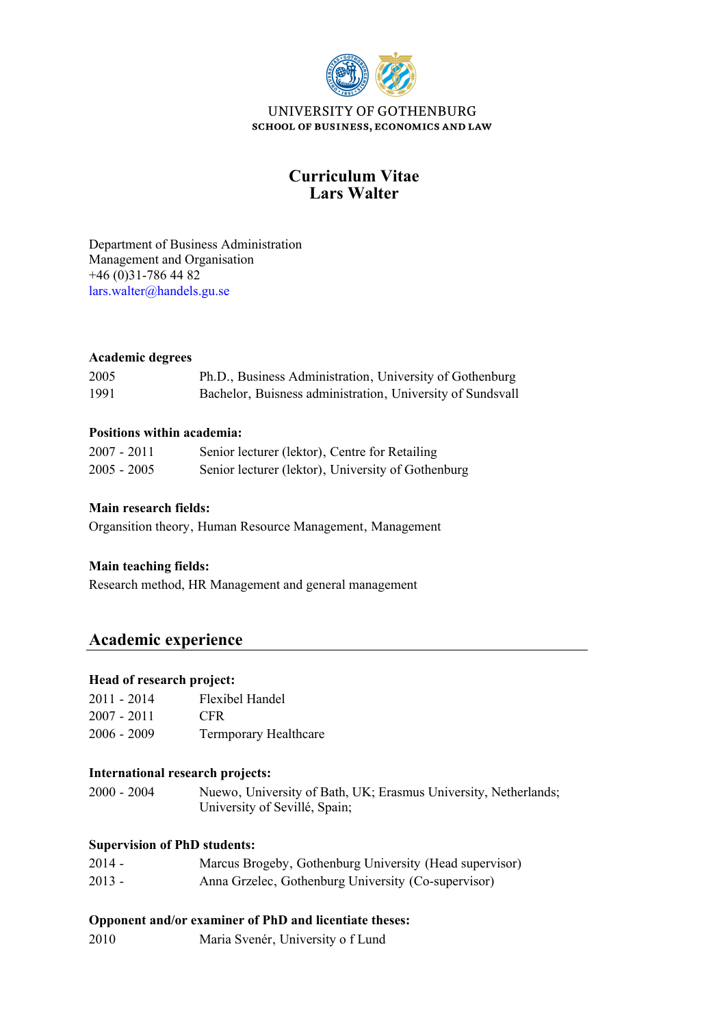UNIVERSITY OF GOTHENBURG
SCHOOL OF BUSINESS, ECONOMICS AND LAW

# Curriculum Vitae
# Lars Walter

Department of Business Administration
Management and Organisation
+46 (0)31-786 44 82
lars.walter@handels.gu.se

**Academic degrees**

| | |
|---|---|
| 2005 | Ph.D., Business Administration, University of Gothenburg |
| 1991 | Bachelor, Buisness administration, University of Sundsvall |

**Positions within academia:**

| | |
|---|---|
| 2007 - 2011 | Senior lecturer (lektor), Centre for Retailing |
| 2005 - 2005 | Senior lecturer (lektor), University of Gothenburg |

**Main research fields:**

Organsition theory, Human Resource Management, Management

**Main teaching fields:**

Research method, HR Management and general management

## Academic experience

**Head of research project:**

| | |
|---|---|
| 2011 - 2014 | Flexibel Handel |
| 2007 - 2011 | CFR |
| 2006 - 2009 | Termporary Healthcare |

**International research projects:**

| | |
|---|---|
| 2000 - 2004 | Nuewo, University of Bath, UK; Erasmus University, Netherlands; University of Sevillé, Spain; |

**Supervision of PhD students:**

| | |
|---|---|
| 2014 - | Marcus Brogeby, Gothenburg University (Head supervisor) |
| 2013 - | Anna Grzelec, Gothenburg University (Co-supervisor) |

**Opponent and/or examiner of PhD and licentiate theses:**

| | |
|---|---|
| 2010 | Maria Svenér, University o f Lund |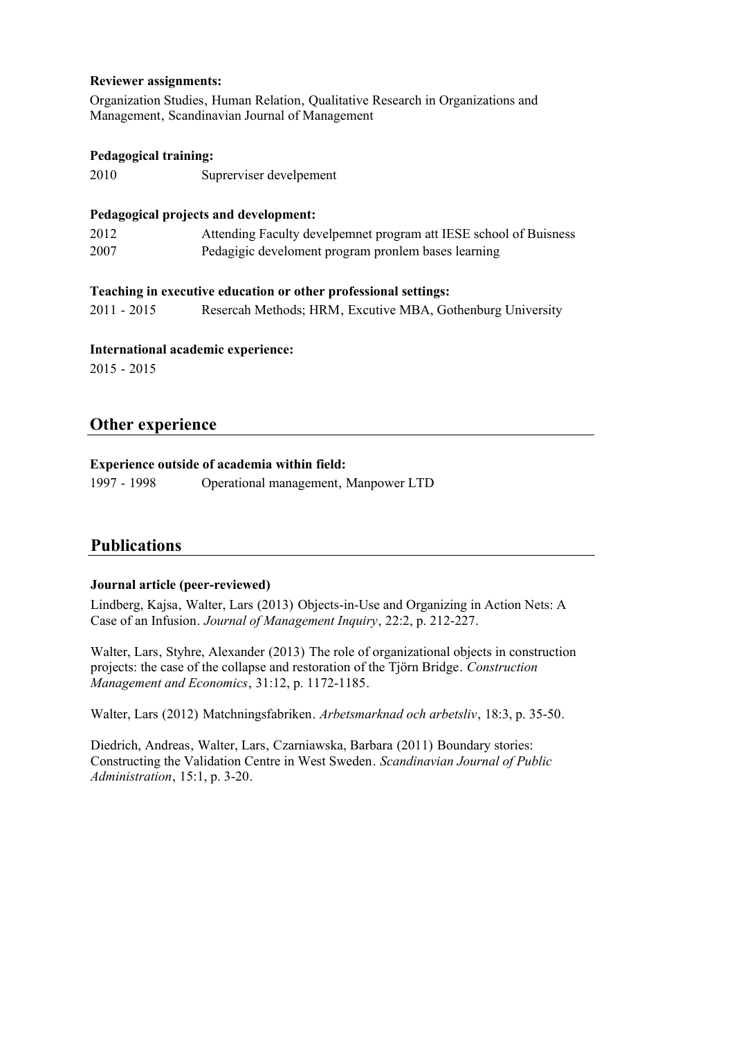**Reviewer assignments:**

Organization Studies, Human Relation, Qualitative Research in Organizations and Management, Scandinavian Journal of Management

**Pedagogical training:**

2010 Suprerviser develpement

**Pedagogical projects and development:**

2012 Attending Faculty develpemnet program att IESE school of Buisness

2007 Pedagigic develoment program pronlem bases learning

**Teaching in executive education or other professional settings:**

2011 - 2015 Resercah Methods; HRM, Excutive MBA, Gothenburg University

**International academic experience:**

2015 - 2015

## Other experience

**Experience outside of academia within field:**

1997 - 1998 Operational management, Manpower LTD

## Publications

**Journal article (peer-reviewed)**

Lindberg, Kajsa, Walter, Lars (2013) Objects-in-Use and Organizing in Action Nets: A Case of an Infusion. *Journal of Management Inquiry*, 22:2, p. 212-227.

Walter, Lars, Styhre, Alexander (2013) The role of organizational objects in construction projects: the case of the collapse and restoration of the Tjörn Bridge. *Construction Management and Economics*, 31:12, p. 1172-1185.

Walter, Lars (2012) Matchningsfabriken. *Arbetsmarknad och arbetsliv*, 18:3, p. 35-50.

Diedrich, Andreas, Walter, Lars, Czarniawska, Barbara (2011) Boundary stories: Constructing the Validation Centre in West Sweden. *Scandinavian Journal of Public Administration*, 15:1, p. 3-20.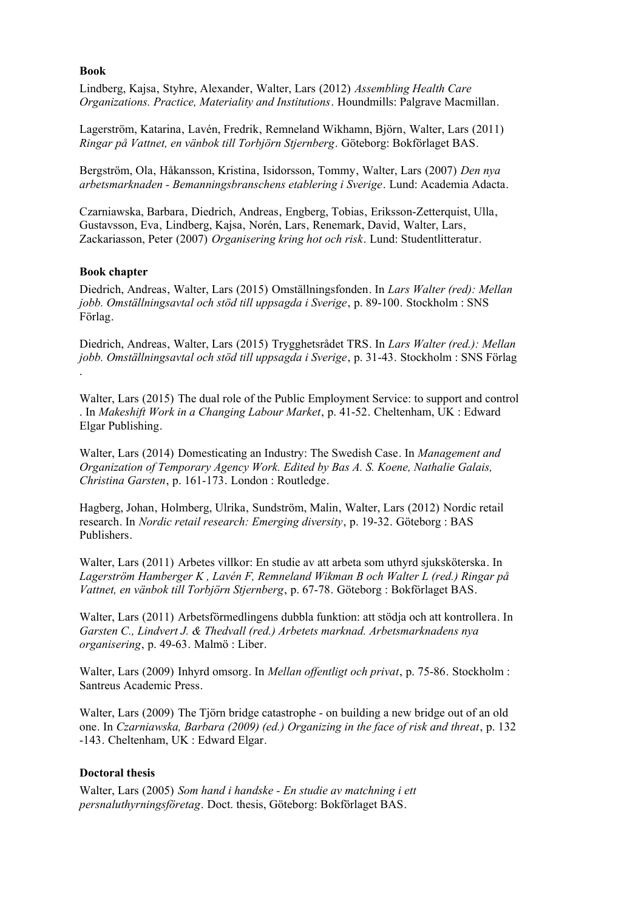**Book**

Lindberg, Kajsa, Styhre, Alexander, Walter, Lars (2012) *Assembling Health Care Organizations. Practice, Materiality and Institutions*. Houndmills: Palgrave Macmillan.

Lagerström, Katarina, Lavén, Fredrik, Remneland Wikhamn, Björn, Walter, Lars (2011) *Ringar på Vattnet, en vänbok till Torbjörn Stjernberg*. Göteborg: Bokförlaget BAS.

Bergström, Ola, Håkansson, Kristina, Isidorsson, Tommy, Walter, Lars (2007) *Den nya arbetsmarknaden - Bemanningsbranschens etablering i Sverige*. Lund: Academia Adacta.

Czarniawska, Barbara, Diedrich, Andreas, Engberg, Tobias, Eriksson-Zetterquist, Ulla, Gustavsson, Eva, Lindberg, Kajsa, Norén, Lars, Renemark, David, Walter, Lars, Zackariasson, Peter (2007) *Organisering kring hot och risk*. Lund: Studentlitteratur.

**Book chapter**

Diedrich, Andreas, Walter, Lars (2015) Omställningsfonden. In *Lars Walter (red): Mellan jobb. Omställningsavtal och stöd till uppsagda i Sverige*, p. 89-100. Stockholm : SNS Förlag.

Diedrich, Andreas, Walter, Lars (2015) Trygghetsrådet TRS. In *Lars Walter (red.): Mellan jobb. Omställningsavtal och stöd till uppsagda i Sverige*, p. 31-43. Stockholm : SNS Förlag .

Walter, Lars (2015) The dual role of the Public Employment Service: to support and control . In *Makeshift Work in a Changing Labour Market*, p. 41-52. Cheltenham, UK : Edward Elgar Publishing.

Walter, Lars (2014) Domesticating an Industry: The Swedish Case. In *Management and Organization of Temporary Agency Work. Edited by Bas A. S. Koene, Nathalie Galais, Christina Garsten*, p. 161-173. London : Routledge.

Hagberg, Johan, Holmberg, Ulrika, Sundström, Malin, Walter, Lars (2012) Nordic retail research. In *Nordic retail research: Emerging diversity*, p. 19-32. Göteborg : BAS Publishers.

Walter, Lars (2011) Arbetes villkor: En studie av att arbeta som uthyrd sjuksköterska. In *Lagerström Hamberger K , Lavén F, Remneland Wikman B och Walter L (red.) Ringar på Vattnet, en vänbok till Torbjörn Stjernberg*, p. 67-78. Göteborg : Bokförlaget BAS.

Walter, Lars (2011) Arbetsförmedlingens dubbla funktion: att stödja och att kontrollera. In *Garsten C., Lindvert J. & Thedvall (red.) Arbetets marknad. Arbetsmarknadens nya organisering*, p. 49-63. Malmö : Liber.

Walter, Lars (2009) Inhyrd omsorg. In *Mellan offentligt och privat*, p. 75-86. Stockholm : Santreus Academic Press.

Walter, Lars (2009) The Tjörn bridge catastrophe - on building a new bridge out of an old one. In *Czarniawska, Barbara (2009) (ed.) Organizing in the face of risk and threat*, p. 132 -143. Cheltenham, UK : Edward Elgar.

**Doctoral thesis**

Walter, Lars (2005) *Som hand i handske - En studie av matchning i ett persnaluthyrningsföretag*. Doct. thesis, Göteborg: Bokförlaget BAS.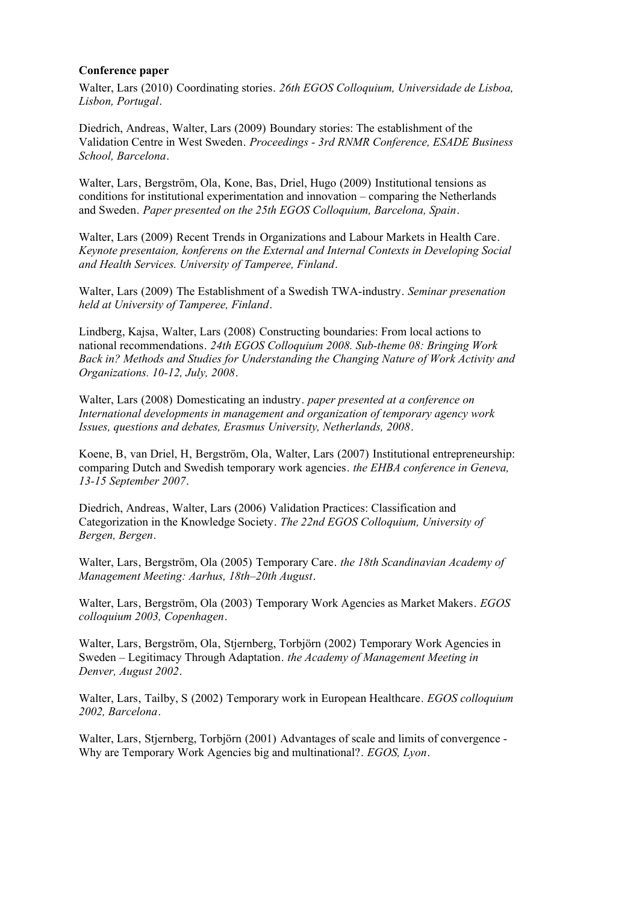**Conference paper**

Walter, Lars (2010) Coordinating stories. *26th EGOS Colloquium, Universidade de Lisboa, Lisbon, Portugal*.

Diedrich, Andreas, Walter, Lars (2009) Boundary stories: The establishment of the Validation Centre in West Sweden. *Proceedings - 3rd RNMR Conference, ESADE Business School, Barcelona*.

Walter, Lars, Bergström, Ola, Kone, Bas, Driel, Hugo (2009) Institutional tensions as conditions for institutional experimentation and innovation – comparing the Netherlands and Sweden. *Paper presented on the 25th EGOS Colloquium, Barcelona, Spain*.

Walter, Lars (2009) Recent Trends in Organizations and Labour Markets in Health Care. *Keynote presentaion, konferens on the External and Internal Contexts in Developing Social and Health Services. University of Tamperee, Finland*.

Walter, Lars (2009) The Establishment of a Swedish TWA-industry. *Seminar presenation held at University of Tamperee, Finland*.

Lindberg, Kajsa, Walter, Lars (2008) Constructing boundaries: From local actions to national recommendations. *24th EGOS Colloquium 2008. Sub-theme 08: Bringing Work Back in? Methods and Studies for Understanding the Changing Nature of Work Activity and Organizations. 10-12, July, 2008*.

Walter, Lars (2008) Domesticating an industry. *paper presented at a conference on International developments in management and organization of temporary agency work Issues, questions and debates, Erasmus University, Netherlands, 2008*.

Koene, B, van Driel, H, Bergström, Ola, Walter, Lars (2007) Institutional entrepreneurship: comparing Dutch and Swedish temporary work agencies. *the EHBA conference in Geneva, 13-15 September 2007*.

Diedrich, Andreas, Walter, Lars (2006) Validation Practices: Classification and Categorization in the Knowledge Society. *The 22nd EGOS Colloquium, University of Bergen, Bergen*.

Walter, Lars, Bergström, Ola (2005) Temporary Care. *the 18th Scandinavian Academy of Management Meeting: Aarhus, 18th–20th August*.

Walter, Lars, Bergström, Ola (2003) Temporary Work Agencies as Market Makers. *EGOS colloquium 2003, Copenhagen*.

Walter, Lars, Bergström, Ola, Stjernberg, Torbjörn (2002) Temporary Work Agencies in Sweden – Legitimacy Through Adaptation. *the Academy of Management Meeting in Denver, August 2002*.

Walter, Lars, Tailby, S (2002) Temporary work in European Healthcare. *EGOS colloquium 2002, Barcelona*.

Walter, Lars, Stjernberg, Torbjörn (2001) Advantages of scale and limits of convergence - Why are Temporary Work Agencies big and multinational?. *EGOS, Lyon*.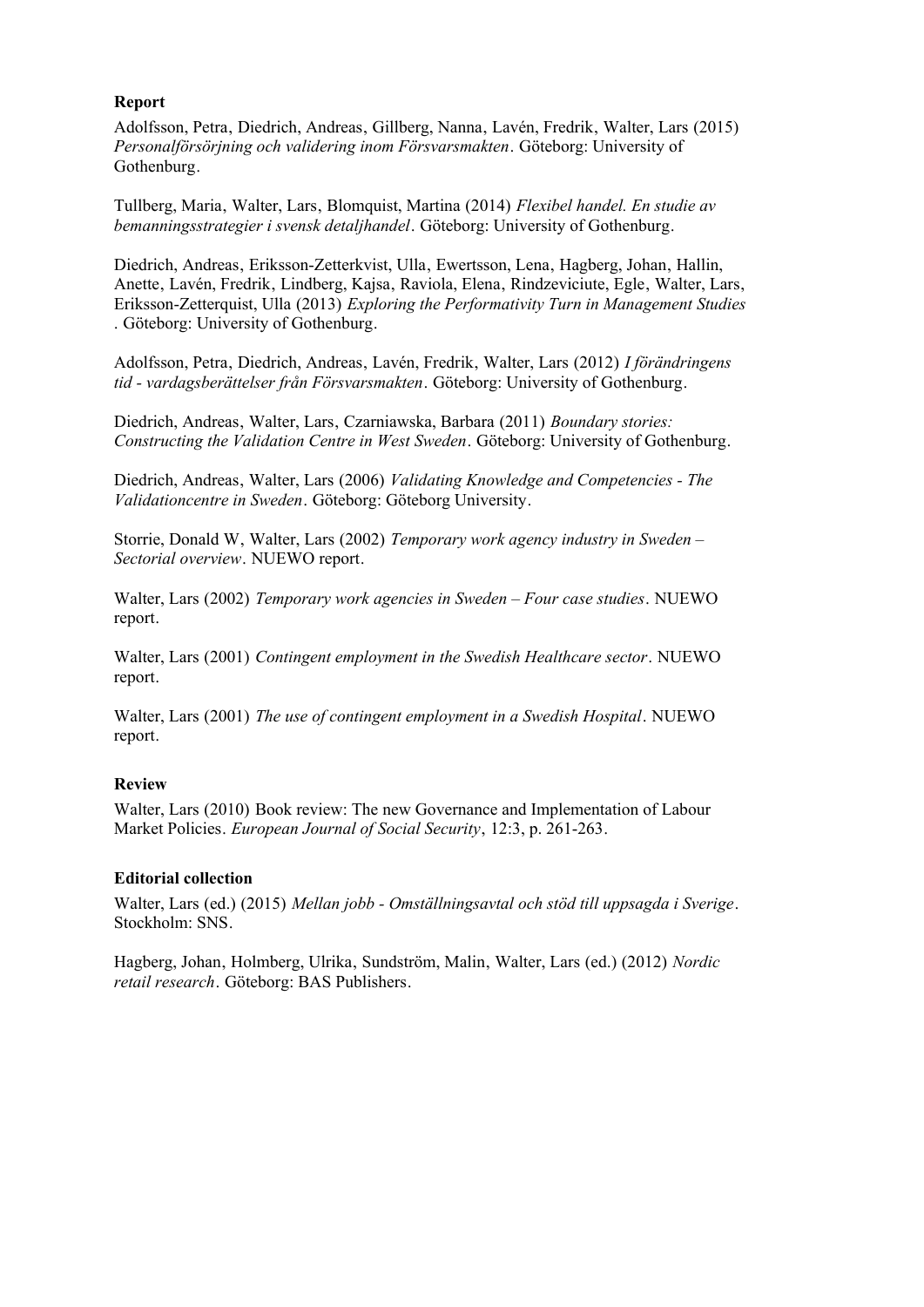**Report**

Adolfsson, Petra, Diedrich, Andreas, Gillberg, Nanna, Lavén, Fredrik, Walter, Lars (2015) *Personalförsörjning och validering inom Försvarsmakten*. Göteborg: University of Gothenburg.

Tullberg, Maria, Walter, Lars, Blomquist, Martina (2014) *Flexibel handel. En studie av bemanningsstrategier i svensk detaljhandel*. Göteborg: University of Gothenburg.

Diedrich, Andreas, Eriksson-Zetterkvist, Ulla, Ewertsson, Lena, Hagberg, Johan, Hallin, Anette, Lavén, Fredrik, Lindberg, Kajsa, Raviola, Elena, Rindzeviciute, Egle, Walter, Lars, Eriksson-Zetterquist, Ulla (2013) *Exploring the Performativity Turn in Management Studies* . Göteborg: University of Gothenburg.

Adolfsson, Petra, Diedrich, Andreas, Lavén, Fredrik, Walter, Lars (2012) *I förändringens tid - vardagsberättelser från Försvarsmakten*. Göteborg: University of Gothenburg.

Diedrich, Andreas, Walter, Lars, Czarniawska, Barbara (2011) *Boundary stories: Constructing the Validation Centre in West Sweden*. Göteborg: University of Gothenburg.

Diedrich, Andreas, Walter, Lars (2006) *Validating Knowledge and Competencies - The Validationcentre in Sweden*. Göteborg: Göteborg University.

Storrie, Donald W, Walter, Lars (2002) *Temporary work agency industry in Sweden – Sectorial overview*. NUEWO report.

Walter, Lars (2002) *Temporary work agencies in Sweden – Four case studies*. NUEWO report.

Walter, Lars (2001) *Contingent employment in the Swedish Healthcare sector*. NUEWO report.

Walter, Lars (2001) *The use of contingent employment in a Swedish Hospital*. NUEWO report.

**Review**

Walter, Lars (2010) Book review: The new Governance and Implementation of Labour Market Policies. *European Journal of Social Security*, 12:3, p. 261-263.

**Editorial collection**

Walter, Lars (ed.) (2015) *Mellan jobb - Omställningsavtal och stöd till uppsagda i Sverige*. Stockholm: SNS.

Hagberg, Johan, Holmberg, Ulrika, Sundström, Malin, Walter, Lars (ed.) (2012) *Nordic retail research*. Göteborg: BAS Publishers.